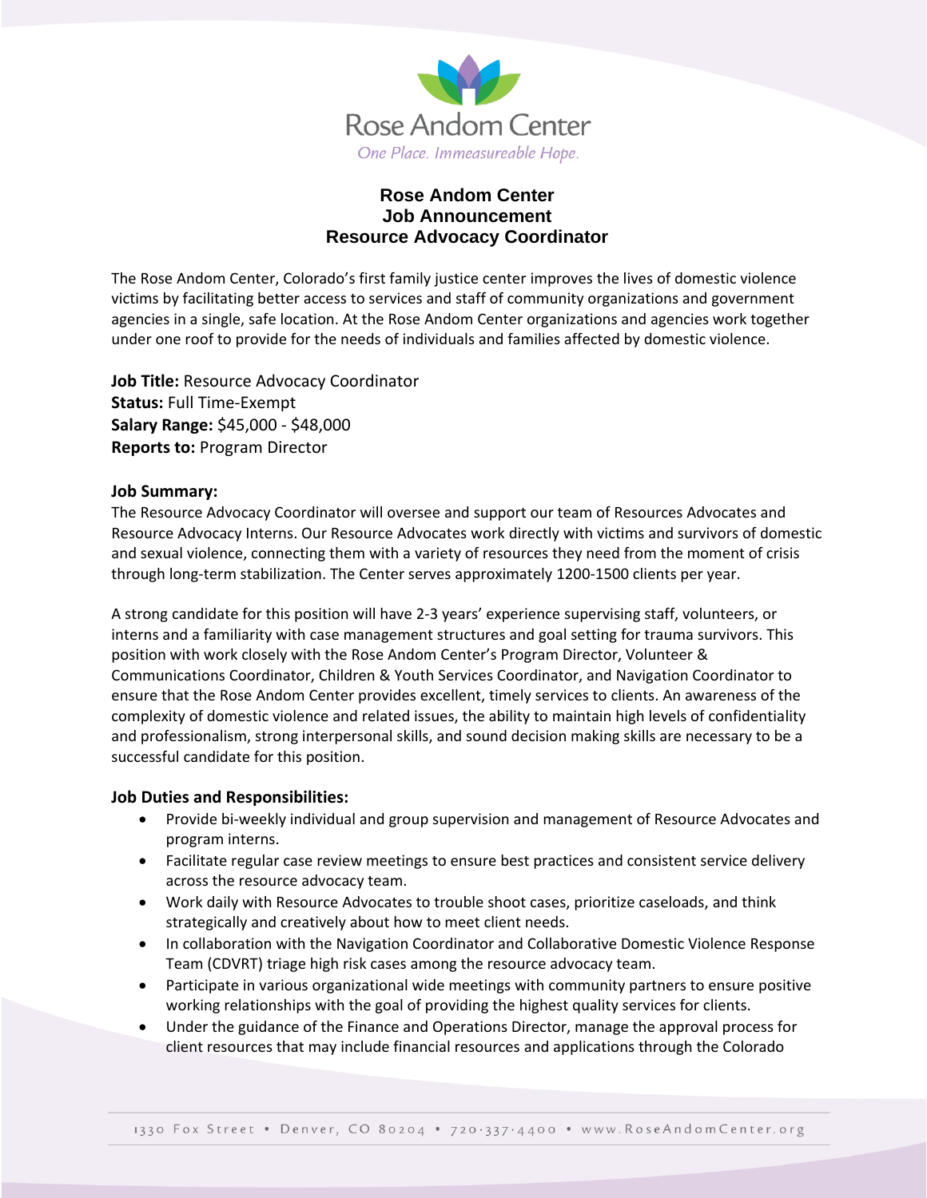Rose Andom Center

*One Place. Immeasureable Hope.*

# Rose Andom Center
## Job Announcement
## Resource Advocacy Coordinator

The Rose Andom Center, Colorado's first family justice center improves the lives of domestic violence victims by facilitating better access to services and staff of community organizations and government agencies in a single, safe location. At the Rose Andom Center organizations and agencies work together under one roof to provide for the needs of individuals and families affected by domestic violence.

**Job Title:** Resource Advocacy Coordinator
**Status:** Full Time-Exempt
**Salary Range:** $45,000 - $48,000
**Reports to:** Program Director

**Job Summary:**
The Resource Advocacy Coordinator will oversee and support our team of Resources Advocates and Resource Advocacy Interns. Our Resource Advocates work directly with victims and survivors of domestic and sexual violence, connecting them with a variety of resources they need from the moment of crisis through long-term stabilization. The Center serves approximately 1200-1500 clients per year.

A strong candidate for this position will have 2-3 years' experience supervising staff, volunteers, or interns and a familiarity with case management structures and goal setting for trauma survivors. This position with work closely with the Rose Andom Center's Program Director, Volunteer & Communications Coordinator, Children & Youth Services Coordinator, and Navigation Coordinator to ensure that the Rose Andom Center provides excellent, timely services to clients. An awareness of the complexity of domestic violence and related issues, the ability to maintain high levels of confidentiality and professionalism, strong interpersonal skills, and sound decision making skills are necessary to be a successful candidate for this position.

**Job Duties and Responsibilities:**

- Provide bi-weekly individual and group supervision and management of Resource Advocates and program interns.
- Facilitate regular case review meetings to ensure best practices and consistent service delivery across the resource advocacy team.
- Work daily with Resource Advocates to trouble shoot cases, prioritize caseloads, and think strategically and creatively about how to meet client needs.
- In collaboration with the Navigation Coordinator and Collaborative Domestic Violence Response Team (CDVRT) triage high risk cases among the resource advocacy team.
- Participate in various organizational wide meetings with community partners to ensure positive working relationships with the goal of providing the highest quality services for clients.
- Under the guidance of the Finance and Operations Director, manage the approval process for client resources that may include financial resources and applications through the Colorado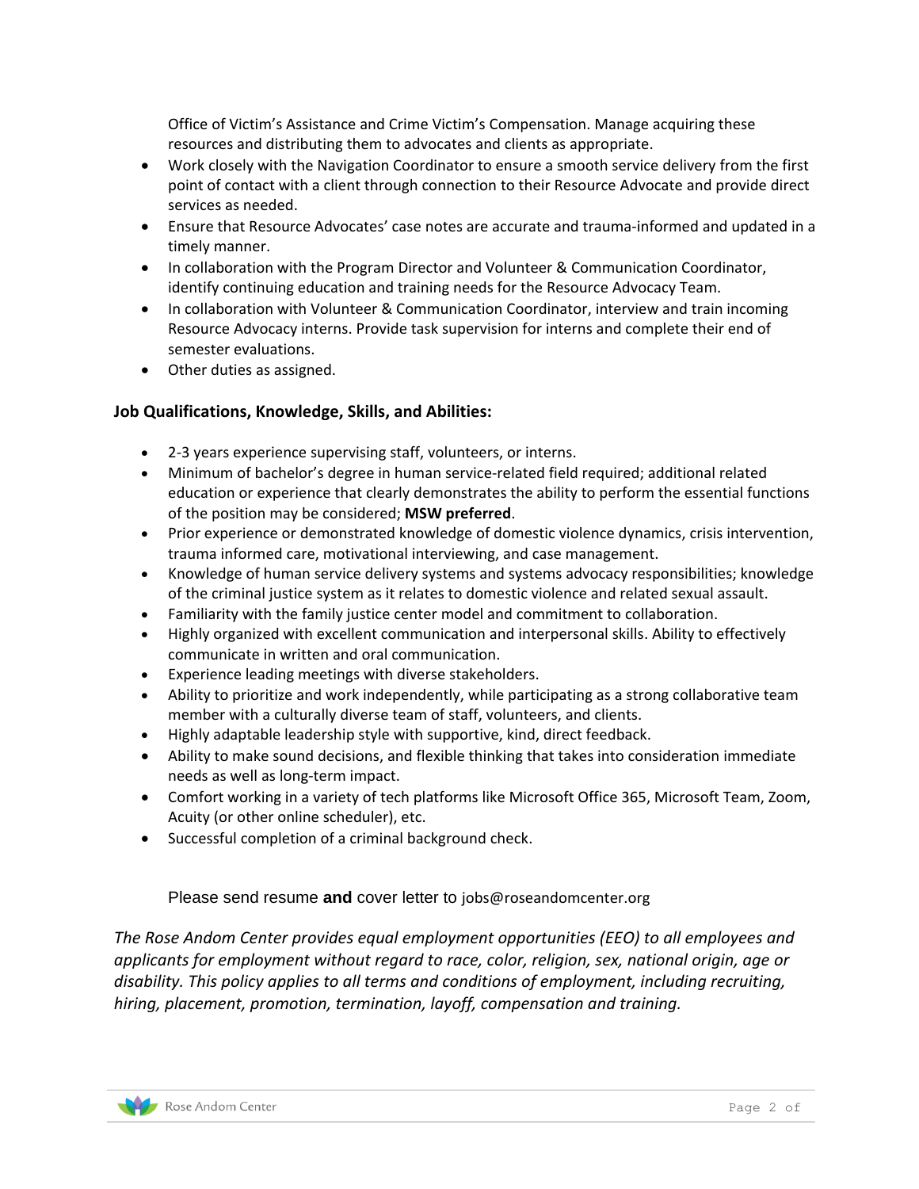Office of Victim's Assistance and Crime Victim's Compensation. Manage acquiring these resources and distributing them to advocates and clients as appropriate.

- Work closely with the Navigation Coordinator to ensure a smooth service delivery from the first point of contact with a client through connection to their Resource Advocate and provide direct services as needed.
- Ensure that Resource Advocates' case notes are accurate and trauma-informed and updated in a timely manner.
- In collaboration with the Program Director and Volunteer & Communication Coordinator, identify continuing education and training needs for the Resource Advocacy Team.
- In collaboration with Volunteer & Communication Coordinator, interview and train incoming Resource Advocacy interns. Provide task supervision for interns and complete their end of semester evaluations.
- Other duties as assigned.

### Job Qualifications, Knowledge, Skills, and Abilities:

- 2-3 years experience supervising staff, volunteers, or interns.
- Minimum of bachelor's degree in human service-related field required; additional related education or experience that clearly demonstrates the ability to perform the essential functions of the position may be considered; **MSW preferred**.
- Prior experience or demonstrated knowledge of domestic violence dynamics, crisis intervention, trauma informed care, motivational interviewing, and case management.
- Knowledge of human service delivery systems and systems advocacy responsibilities; knowledge of the criminal justice system as it relates to domestic violence and related sexual assault.
- Familiarity with the family justice center model and commitment to collaboration.
- Highly organized with excellent communication and interpersonal skills. Ability to effectively communicate in written and oral communication.
- Experience leading meetings with diverse stakeholders.
- Ability to prioritize and work independently, while participating as a strong collaborative team member with a culturally diverse team of staff, volunteers, and clients.
- Highly adaptable leadership style with supportive, kind, direct feedback.
- Ability to make sound decisions, and flexible thinking that takes into consideration immediate needs as well as long-term impact.
- Comfort working in a variety of tech platforms like Microsoft Office 365, Microsoft Team, Zoom, Acuity (or other online scheduler), etc.
- Successful completion of a criminal background check.

Please send resume **and** cover letter to jobs@roseandomcenter.org

*The Rose Andom Center provides equal employment opportunities (EEO) to all employees and applicants for employment without regard to race, color, religion, sex, national origin, age or disability. This policy applies to all terms and conditions of employment, including recruiting, hiring, placement, promotion, termination, layoff, compensation and training.*